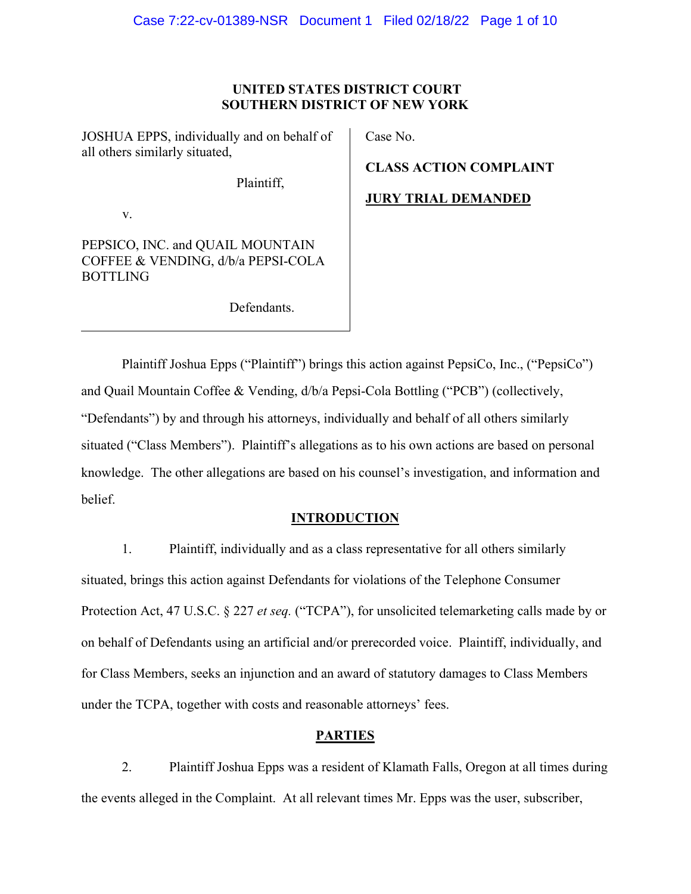**UNITED STATES DISTRICT COURT**
**SOUTHERN DISTRICT OF NEW YORK**

| | |
|---|---|
| JOSHUA EPPS, individually and on behalf of all others similarly situated,<br><br>Plaintiff,<br><br>v.<br><br>PEPSICO, INC. and QUAIL MOUNTAIN COFFEE & VENDING, d/b/a PEPSI-COLA BOTTLING<br><br>Defendants. | Case No.<br><br>**CLASS ACTION COMPLAINT**<br><br>**JURY TRIAL DEMANDED** |

Plaintiff Joshua Epps ("Plaintiff") brings this action against PepsiCo, Inc., ("PepsiCo") and Quail Mountain Coffee & Vending, d/b/a Pepsi-Cola Bottling ("PCB") (collectively, "Defendants") by and through his attorneys, individually and behalf of all others similarly situated ("Class Members"). Plaintiff's allegations as to his own actions are based on personal knowledge. The other allegations are based on his counsel's investigation, and information and belief.

## INTRODUCTION

1. Plaintiff, individually and as a class representative for all others similarly situated, brings this action against Defendants for violations of the Telephone Consumer Protection Act, 47 U.S.C. § 227 *et seq.* ("TCPA"), for unsolicited telemarketing calls made by or on behalf of Defendants using an artificial and/or prerecorded voice. Plaintiff, individually, and for Class Members, seeks an injunction and an award of statutory damages to Class Members under the TCPA, together with costs and reasonable attorneys' fees.

## PARTIES

2. Plaintiff Joshua Epps was a resident of Klamath Falls, Oregon at all times during the events alleged in the Complaint. At all relevant times Mr. Epps was the user, subscriber,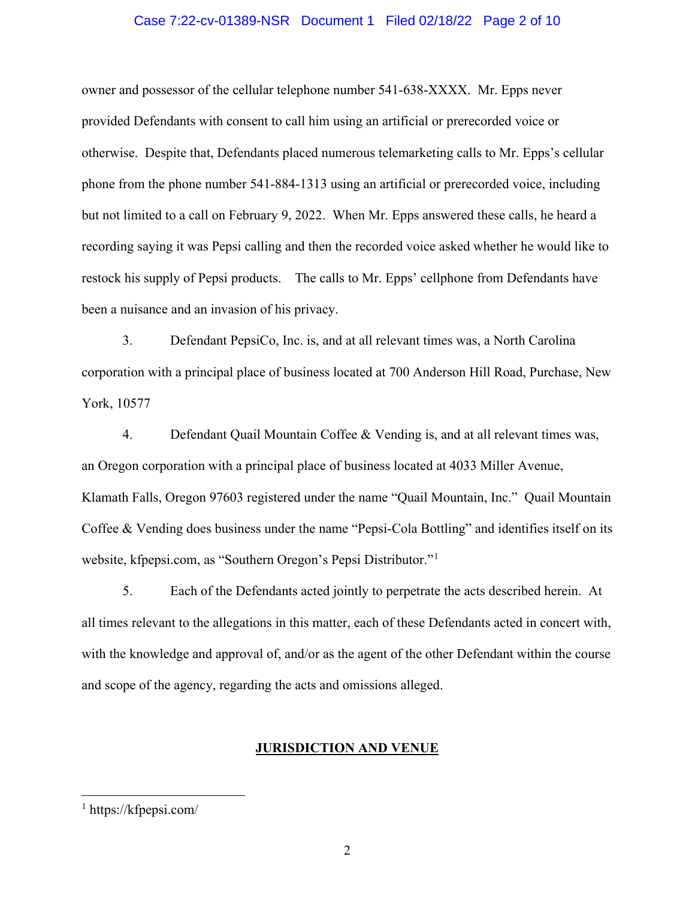owner and possessor of the cellular telephone number 541-638-XXXX. Mr. Epps never provided Defendants with consent to call him using an artificial or prerecorded voice or otherwise. Despite that, Defendants placed numerous telemarketing calls to Mr. Epps's cellular phone from the phone number 541-884-1313 using an artificial or prerecorded voice, including but not limited to a call on February 9, 2022. When Mr. Epps answered these calls, he heard a recording saying it was Pepsi calling and then the recorded voice asked whether he would like to restock his supply of Pepsi products. The calls to Mr. Epps' cellphone from Defendants have been a nuisance and an invasion of his privacy.

3. Defendant PepsiCo, Inc. is, and at all relevant times was, a North Carolina corporation with a principal place of business located at 700 Anderson Hill Road, Purchase, New York, 10577

4. Defendant Quail Mountain Coffee & Vending is, and at all relevant times was, an Oregon corporation with a principal place of business located at 4033 Miller Avenue, Klamath Falls, Oregon 97603 registered under the name "Quail Mountain, Inc." Quail Mountain Coffee & Vending does business under the name "Pepsi-Cola Bottling" and identifies itself on its website, kfpepsi.com, as "Southern Oregon's Pepsi Distributor."[1]

5. Each of the Defendants acted jointly to perpetrate the acts described herein. At all times relevant to the allegations in this matter, each of these Defendants acted in concert with, with the knowledge and approval of, and/or as the agent of the other Defendant within the course and scope of the agency, regarding the acts and omissions alleged.

## JURISDICTION AND VENUE

[1] https://kfpepsi.com/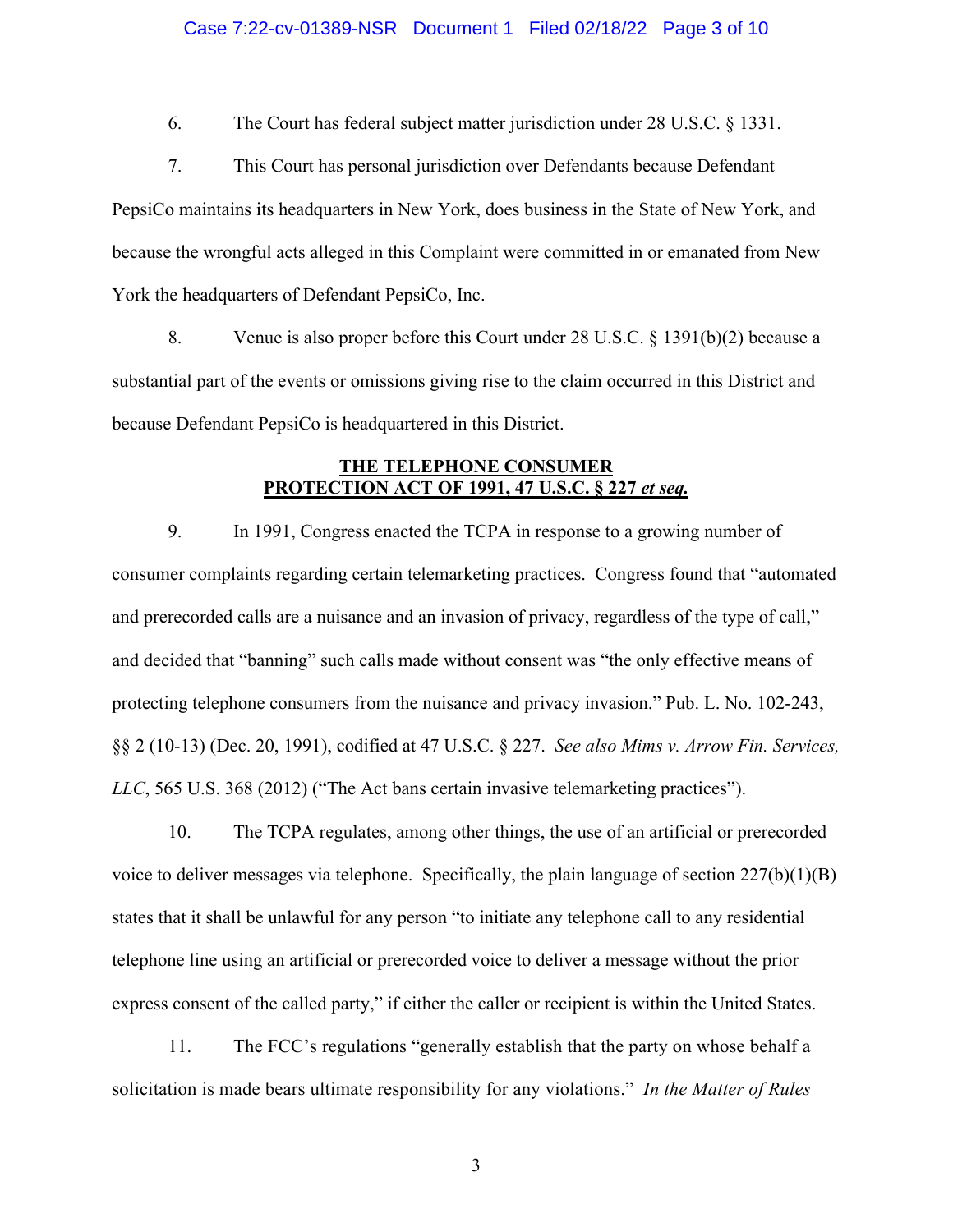6. The Court has federal subject matter jurisdiction under 28 U.S.C. § 1331.

7. This Court has personal jurisdiction over Defendants because Defendant PepsiCo maintains its headquarters in New York, does business in the State of New York, and because the wrongful acts alleged in this Complaint were committed in or emanated from New York the headquarters of Defendant PepsiCo, Inc.

8. Venue is also proper before this Court under 28 U.S.C. § 1391(b)(2) because a substantial part of the events or omissions giving rise to the claim occurred in this District and because Defendant PepsiCo is headquartered in this District.

## THE TELEPHONE CONSUMER PROTECTION ACT OF 1991, 47 U.S.C. § 227 *et seq.*

9. In 1991, Congress enacted the TCPA in response to a growing number of consumer complaints regarding certain telemarketing practices. Congress found that "automated and prerecorded calls are a nuisance and an invasion of privacy, regardless of the type of call," and decided that "banning" such calls made without consent was "the only effective means of protecting telephone consumers from the nuisance and privacy invasion." Pub. L. No. 102-243, §§ 2 (10-13) (Dec. 20, 1991), codified at 47 U.S.C. § 227. *See also Mims v. Arrow Fin. Services, LLC*, 565 U.S. 368 (2012) ("The Act bans certain invasive telemarketing practices").

10. The TCPA regulates, among other things, the use of an artificial or prerecorded voice to deliver messages via telephone. Specifically, the plain language of section 227(b)(1)(B) states that it shall be unlawful for any person "to initiate any telephone call to any residential telephone line using an artificial or prerecorded voice to deliver a message without the prior express consent of the called party," if either the caller or recipient is within the United States.

11. The FCC's regulations "generally establish that the party on whose behalf a solicitation is made bears ultimate responsibility for any violations." *In the Matter of Rules*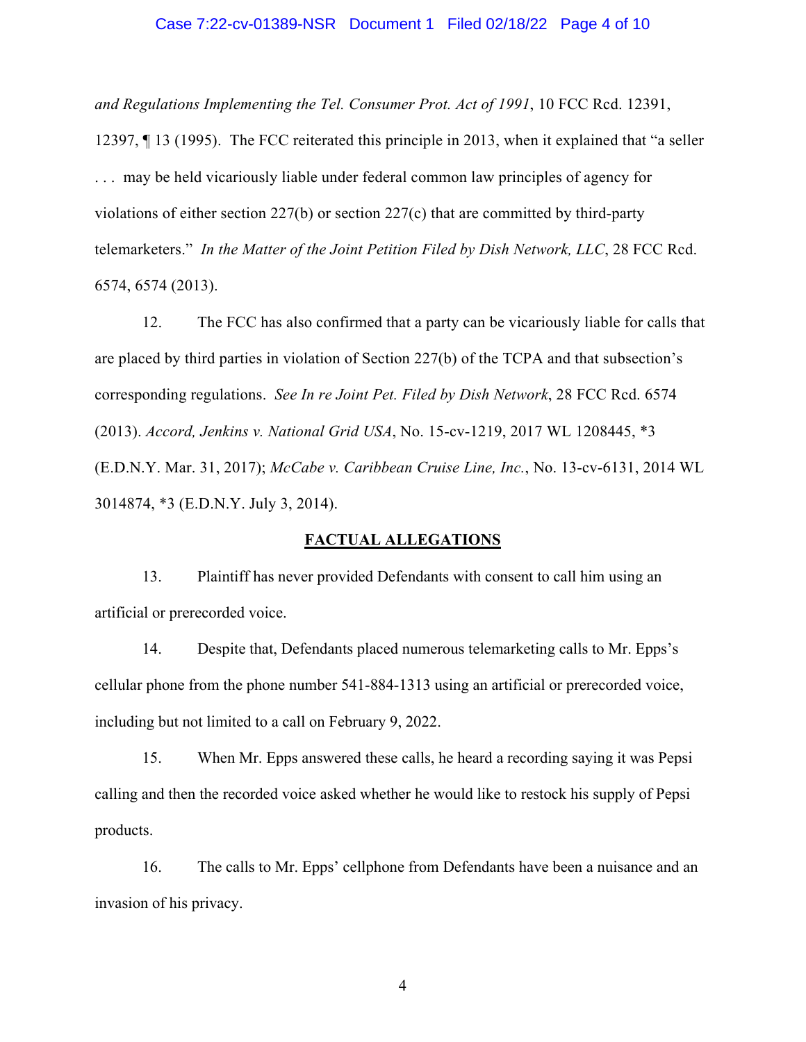*and Regulations Implementing the Tel. Consumer Prot. Act of 1991*, 10 FCC Rcd. 12391, 12397, ¶ 13 (1995). The FCC reiterated this principle in 2013, when it explained that "a seller . . . may be held vicariously liable under federal common law principles of agency for violations of either section 227(b) or section 227(c) that are committed by third-party telemarketers." *In the Matter of the Joint Petition Filed by Dish Network, LLC*, 28 FCC Rcd. 6574, 6574 (2013).

12. The FCC has also confirmed that a party can be vicariously liable for calls that are placed by third parties in violation of Section 227(b) of the TCPA and that subsection's corresponding regulations. *See In re Joint Pet. Filed by Dish Network*, 28 FCC Rcd. 6574 (2013). *Accord, Jenkins v. National Grid USA*, No. 15-cv-1219, 2017 WL 1208445, *3 (E.D.N.Y. Mar. 31, 2017); *McCabe v. Caribbean Cruise Line, Inc.*, No. 13-cv-6131, 2014 WL 3014874, *3 (E.D.N.Y. July 3, 2014).

## FACTUAL ALLEGATIONS

13. Plaintiff has never provided Defendants with consent to call him using an artificial or prerecorded voice.

14. Despite that, Defendants placed numerous telemarketing calls to Mr. Epps's cellular phone from the phone number 541-884-1313 using an artificial or prerecorded voice, including but not limited to a call on February 9, 2022.

15. When Mr. Epps answered these calls, he heard a recording saying it was Pepsi calling and then the recorded voice asked whether he would like to restock his supply of Pepsi products.

16. The calls to Mr. Epps' cellphone from Defendants have been a nuisance and an invasion of his privacy.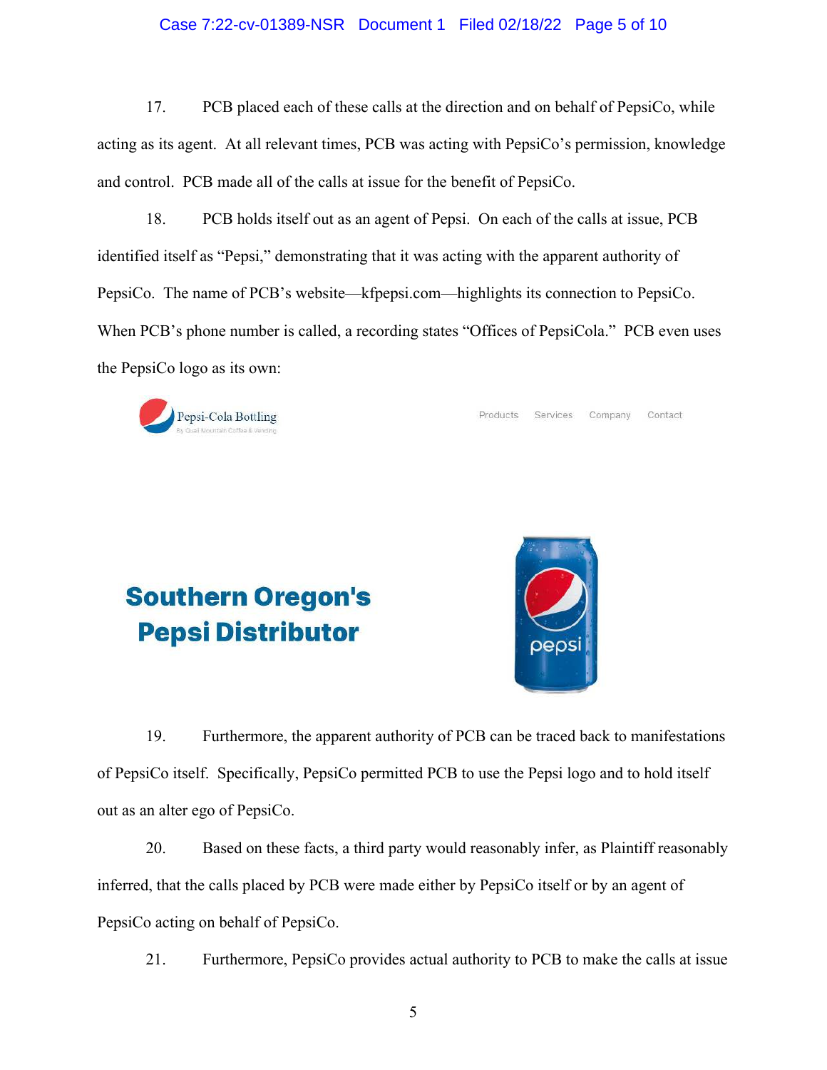17. PCB placed each of these calls at the direction and on behalf of PepsiCo, while acting as its agent. At all relevant times, PCB was acting with PepsiCo's permission, knowledge and control. PCB made all of the calls at issue for the benefit of PepsiCo.

18. PCB holds itself out as an agent of Pepsi. On each of the calls at issue, PCB identified itself as "Pepsi," demonstrating that it was acting with the apparent authority of PepsiCo. The name of PCB's website—kfpepsi.com—highlights its connection to PepsiCo. When PCB's phone number is called, a recording states "Offices of PepsiCola." PCB even uses the PepsiCo logo as its own:

Pepsi-Cola Bottling
By Quail Mountain Coffee & Vending

Products Services Company Contact

**Southern Oregon's Pepsi Distributor**

pepsi

19. Furthermore, the apparent authority of PCB can be traced back to manifestations of PepsiCo itself. Specifically, PepsiCo permitted PCB to use the Pepsi logo and to hold itself out as an alter ego of PepsiCo.

20. Based on these facts, a third party would reasonably infer, as Plaintiff reasonably inferred, that the calls placed by PCB were made either by PepsiCo itself or by an agent of PepsiCo acting on behalf of PepsiCo.

21. Furthermore, PepsiCo provides actual authority to PCB to make the calls at issue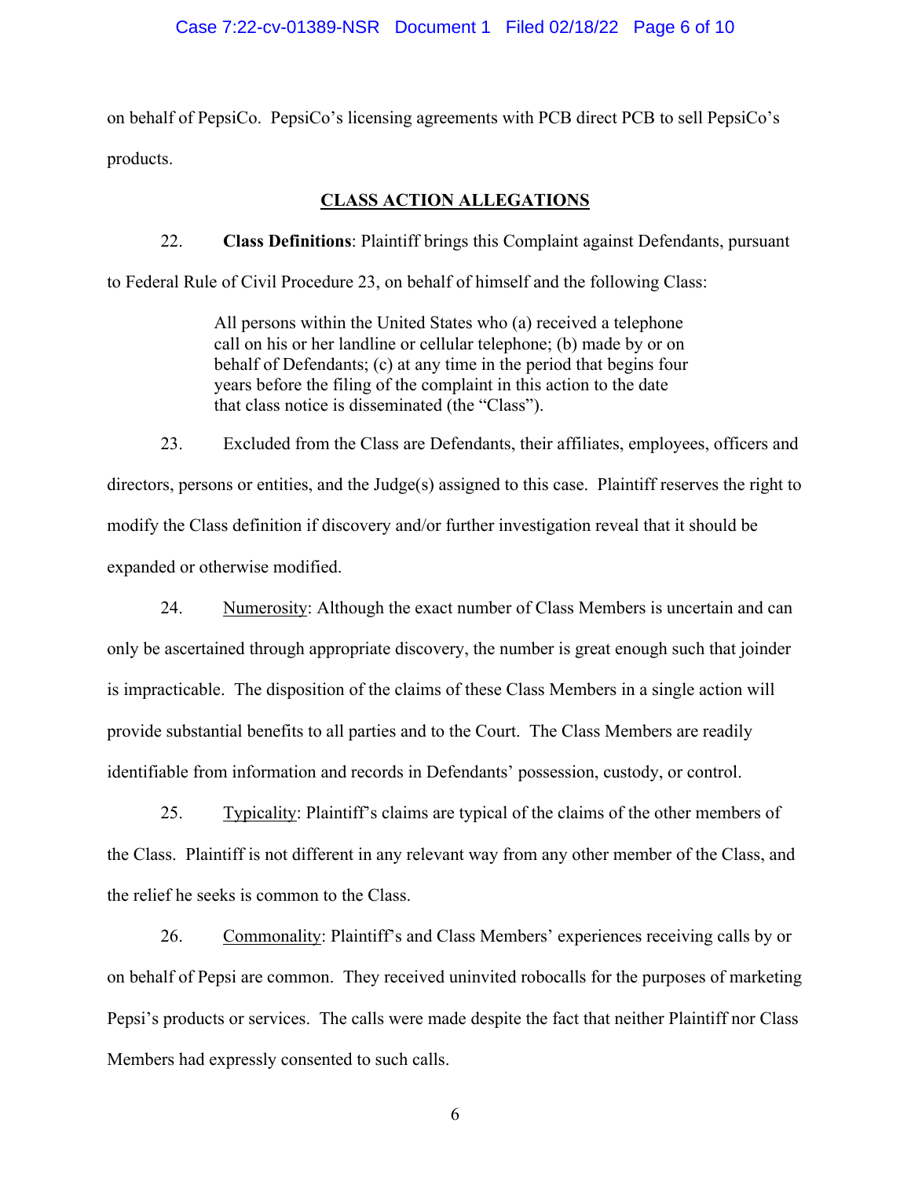on behalf of PepsiCo. PepsiCo's licensing agreements with PCB direct PCB to sell PepsiCo's products.

## CLASS ACTION ALLEGATIONS

22. **Class Definitions**: Plaintiff brings this Complaint against Defendants, pursuant to Federal Rule of Civil Procedure 23, on behalf of himself and the following Class:

> All persons within the United States who (a) received a telephone call on his or her landline or cellular telephone; (b) made by or on behalf of Defendants; (c) at any time in the period that begins four years before the filing of the complaint in this action to the date that class notice is disseminated (the "Class").

23. Excluded from the Class are Defendants, their affiliates, employees, officers and directors, persons or entities, and the Judge(s) assigned to this case. Plaintiff reserves the right to modify the Class definition if discovery and/or further investigation reveal that it should be expanded or otherwise modified.

24. Numerosity: Although the exact number of Class Members is uncertain and can only be ascertained through appropriate discovery, the number is great enough such that joinder is impracticable. The disposition of the claims of these Class Members in a single action will provide substantial benefits to all parties and to the Court. The Class Members are readily identifiable from information and records in Defendants' possession, custody, or control.

25. Typicality: Plaintiff's claims are typical of the claims of the other members of the Class. Plaintiff is not different in any relevant way from any other member of the Class, and the relief he seeks is common to the Class.

26. Commonality: Plaintiff's and Class Members' experiences receiving calls by or on behalf of Pepsi are common. They received uninvited robocalls for the purposes of marketing Pepsi's products or services. The calls were made despite the fact that neither Plaintiff nor Class Members had expressly consented to such calls.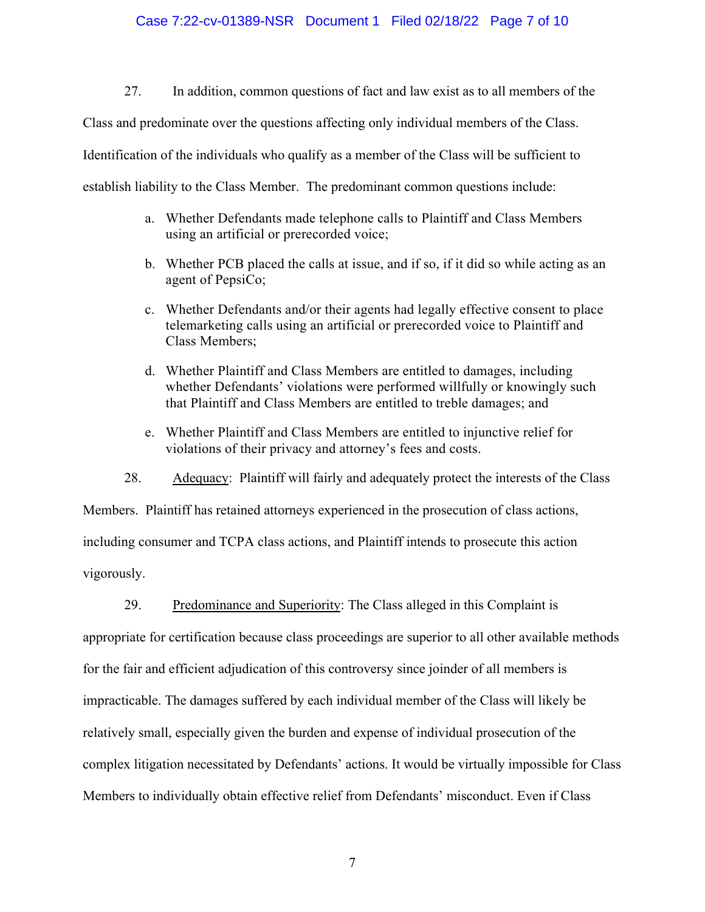27. In addition, common questions of fact and law exist as to all members of the Class and predominate over the questions affecting only individual members of the Class. Identification of the individuals who qualify as a member of the Class will be sufficient to establish liability to the Class Member. The predominant common questions include:

a. Whether Defendants made telephone calls to Plaintiff and Class Members using an artificial or prerecorded voice;

b. Whether PCB placed the calls at issue, and if so, if it did so while acting as an agent of PepsiCo;

c. Whether Defendants and/or their agents had legally effective consent to place telemarketing calls using an artificial or prerecorded voice to Plaintiff and Class Members;

d. Whether Plaintiff and Class Members are entitled to damages, including whether Defendants' violations were performed willfully or knowingly such that Plaintiff and Class Members are entitled to treble damages; and

e. Whether Plaintiff and Class Members are entitled to injunctive relief for violations of their privacy and attorney's fees and costs.

28. Adequacy: Plaintiff will fairly and adequately protect the interests of the Class Members. Plaintiff has retained attorneys experienced in the prosecution of class actions, including consumer and TCPA class actions, and Plaintiff intends to prosecute this action vigorously.

29. Predominance and Superiority: The Class alleged in this Complaint is appropriate for certification because class proceedings are superior to all other available methods for the fair and efficient adjudication of this controversy since joinder of all members is impracticable. The damages suffered by each individual member of the Class will likely be relatively small, especially given the burden and expense of individual prosecution of the complex litigation necessitated by Defendants' actions. It would be virtually impossible for Class Members to individually obtain effective relief from Defendants' misconduct. Even if Class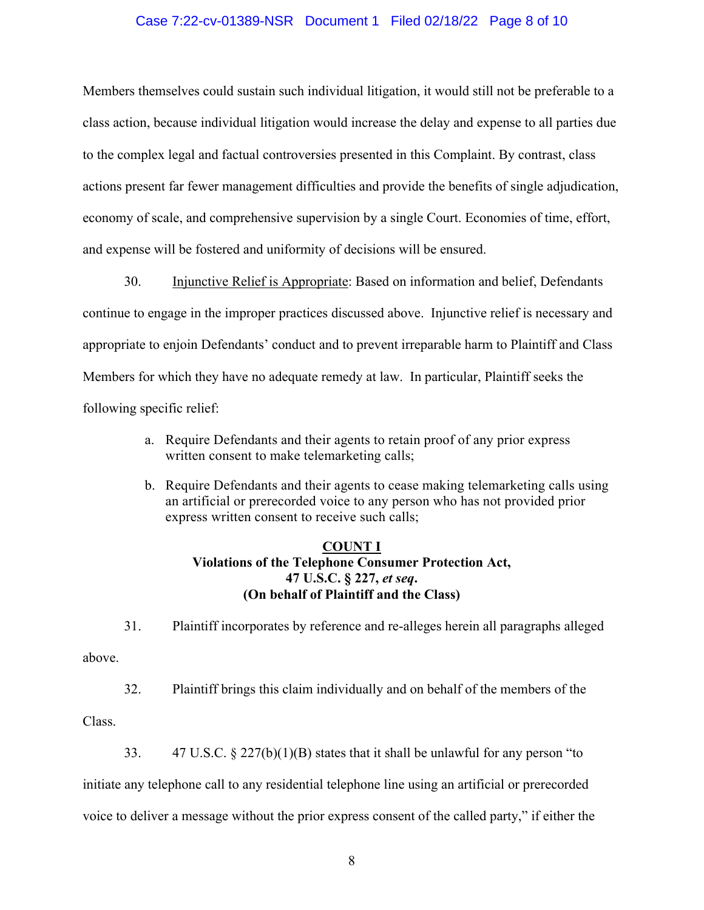Members themselves could sustain such individual litigation, it would still not be preferable to a class action, because individual litigation would increase the delay and expense to all parties due to the complex legal and factual controversies presented in this Complaint. By contrast, class actions present far fewer management difficulties and provide the benefits of single adjudication, economy of scale, and comprehensive supervision by a single Court. Economies of time, effort, and expense will be fostered and uniformity of decisions will be ensured.

30. Injunctive Relief is Appropriate: Based on information and belief, Defendants continue to engage in the improper practices discussed above. Injunctive relief is necessary and appropriate to enjoin Defendants' conduct and to prevent irreparable harm to Plaintiff and Class Members for which they have no adequate remedy at law. In particular, Plaintiff seeks the following specific relief:

a. Require Defendants and their agents to retain proof of any prior express written consent to make telemarketing calls;

b. Require Defendants and their agents to cease making telemarketing calls using an artificial or prerecorded voice to any person who has not provided prior express written consent to receive such calls;

**COUNT I**
**Violations of the Telephone Consumer Protection Act, 47 U.S.C. § 227, *et seq*.**
**(On behalf of Plaintiff and the Class)**

31. Plaintiff incorporates by reference and re-alleges herein all paragraphs alleged above.

32. Plaintiff brings this claim individually and on behalf of the members of the Class.

33. 47 U.S.C. § 227(b)(1)(B) states that it shall be unlawful for any person "to initiate any telephone call to any residential telephone line using an artificial or prerecorded voice to deliver a message without the prior express consent of the called party," if either the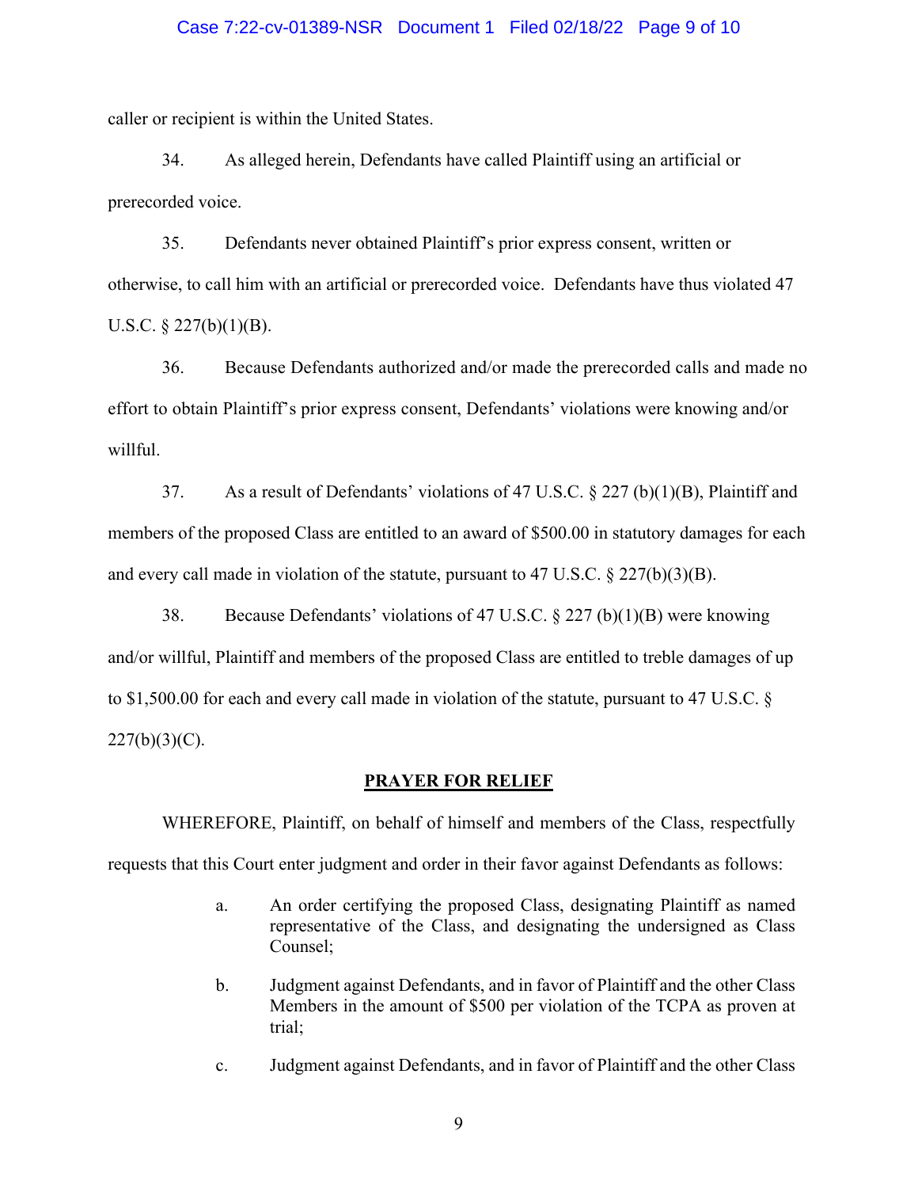caller or recipient is within the United States.

34. As alleged herein, Defendants have called Plaintiff using an artificial or prerecorded voice.

35. Defendants never obtained Plaintiff's prior express consent, written or otherwise, to call him with an artificial or prerecorded voice. Defendants have thus violated 47 U.S.C. § 227(b)(1)(B).

36. Because Defendants authorized and/or made the prerecorded calls and made no effort to obtain Plaintiff's prior express consent, Defendants' violations were knowing and/or willful.

37. As a result of Defendants' violations of 47 U.S.C. § 227 (b)(1)(B), Plaintiff and members of the proposed Class are entitled to an award of $500.00 in statutory damages for each and every call made in violation of the statute, pursuant to 47 U.S.C. § 227(b)(3)(B).

38. Because Defendants' violations of 47 U.S.C. § 227 (b)(1)(B) were knowing and/or willful, Plaintiff and members of the proposed Class are entitled to treble damages of up to $1,500.00 for each and every call made in violation of the statute, pursuant to 47 U.S.C. § 227(b)(3)(C).

## PRAYER FOR RELIEF

WHEREFORE, Plaintiff, on behalf of himself and members of the Class, respectfully requests that this Court enter judgment and order in their favor against Defendants as follows:

a. An order certifying the proposed Class, designating Plaintiff as named representative of the Class, and designating the undersigned as Class Counsel;

b. Judgment against Defendants, and in favor of Plaintiff and the other Class Members in the amount of $500 per violation of the TCPA as proven at trial;

c. Judgment against Defendants, and in favor of Plaintiff and the other Class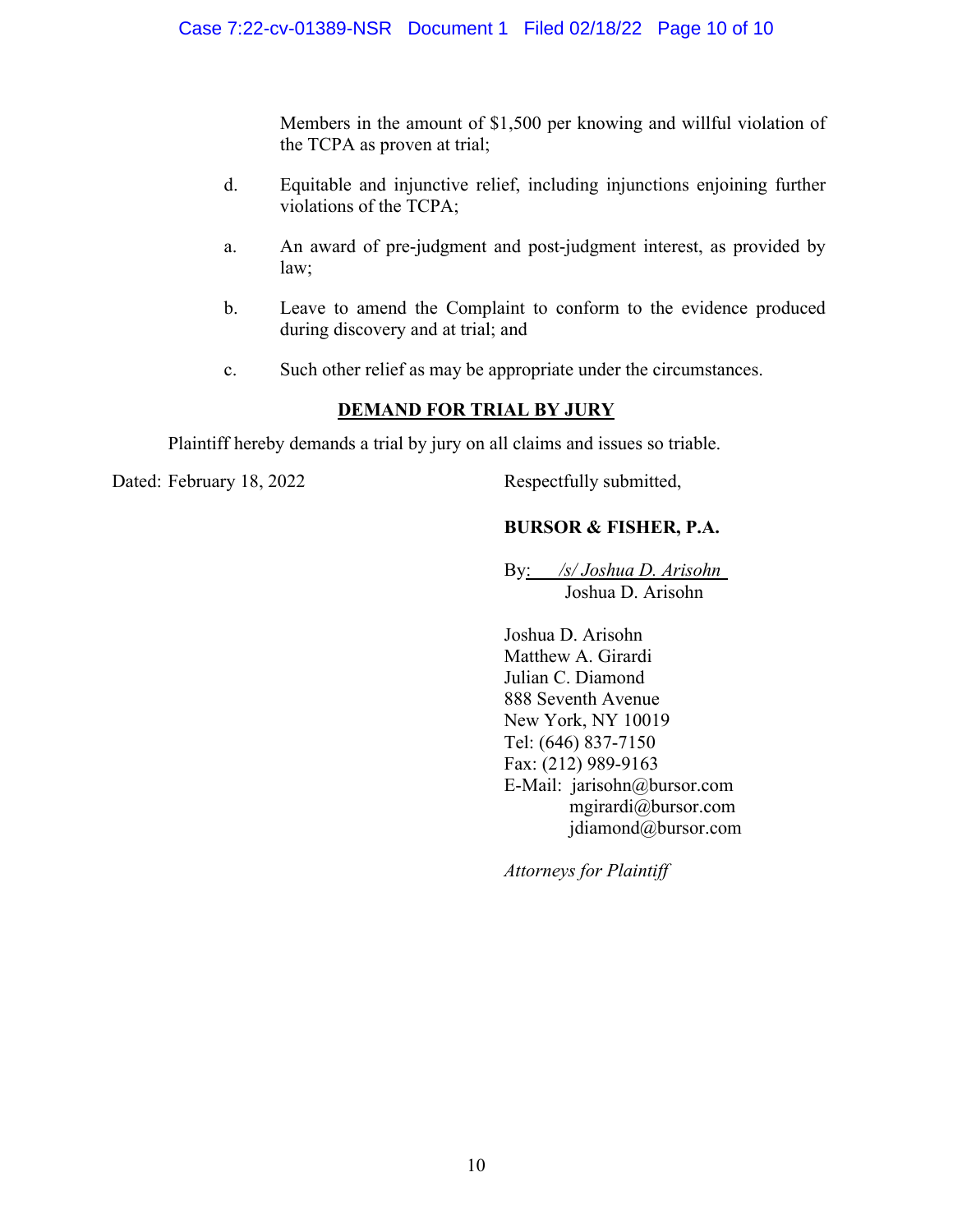Members in the amount of $1,500 per knowing and willful violation of the TCPA as proven at trial;

d. Equitable and injunctive relief, including injunctions enjoining further violations of the TCPA;

a. An award of pre-judgment and post-judgment interest, as provided by law;

b. Leave to amend the Complaint to conform to the evidence produced during discovery and at trial; and

c. Such other relief as may be appropriate under the circumstances.

**DEMAND FOR TRIAL BY JURY**

Plaintiff hereby demands a trial by jury on all claims and issues so triable.

Dated: February 18, 2022

Respectfully submitted,

**BURSOR & FISHER, P.A.**

By: *\/s/ Joshua D. Arisohn*
Joshua D. Arisohn

Joshua D. Arisohn
Matthew A. Girardi
Julian C. Diamond
888 Seventh Avenue
New York, NY 10019
Tel: (646) 837-7150
Fax: (212) 989-9163
E-Mail: jarisohn@bursor.com
mgirardi@bursor.com
jdiamond@bursor.com

*Attorneys for Plaintiff*